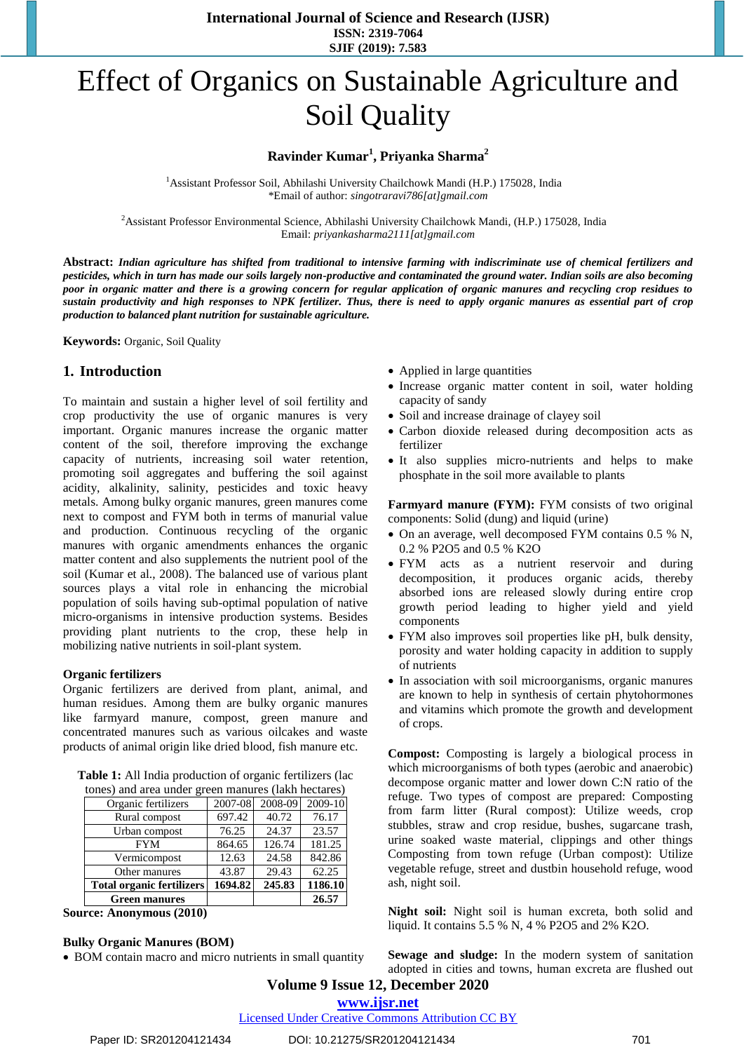# Effect of Organics on Sustainable Agriculture and Soil Quality

**Ravinder Kumar[1], Priyanka Sharma[2]**

[1]Assistant Professor Soil, Abhilashi University Chailchowk Mandi (H.P.) 175028, India
*Email of author: *singotraravi786[at]gmail.com*

[2]Assistant Professor Environmental Science, Abhilashi University Chailchowk Mandi, (H.P.) 175028, India
Email: *priyankasharma2111[at]gmail.com*

**Abstract:** ***Indian agriculture has shifted from traditional to intensive farming with indiscriminate use of chemical fertilizers and pesticides, which in turn has made our soils largely non-productive and contaminated the ground water. Indian soils are also becoming poor in organic matter and there is a growing concern for regular application of organic manures and recycling crop residues to sustain productivity and high responses to NPK fertilizer. Thus, there is need to apply organic manures as essential part of crop production to balanced plant nutrition for sustainable agriculture.***

**Keywords:** Organic, Soil Quality

## 1. Introduction

To maintain and sustain a higher level of soil fertility and crop productivity the use of organic manures is very important. Organic manures increase the organic matter content of the soil, therefore improving the exchange capacity of nutrients, increasing soil water retention, promoting soil aggregates and buffering the soil against acidity, alkalinity, salinity, pesticides and toxic heavy metals. Among bulky organic manures, green manures come next to compost and FYM both in terms of manurial value and production. Continuous recycling of the organic manures with organic amendments enhances the organic matter content and also supplements the nutrient pool of the soil (Kumar et al., 2008). The balanced use of various plant sources plays a vital role in enhancing the microbial population of soils having sub-optimal population of native micro-organisms in intensive production systems. Besides providing plant nutrients to the crop, these help in mobilizing native nutrients in soil-plant system.

### Organic fertilizers

Organic fertilizers are derived from plant, animal, and human residues. Among them are bulky organic manures like farmyard manure, compost, green manure and concentrated manures such as various oilcakes and waste products of animal origin like dried blood, fish manure etc.

**Table 1:** All India production of organic fertilizers (lac tones) and area under green manures (lakh hectares)

| Organic fertilizers | 2007-08 | 2008-09 | 2009-10 |
|---|---|---|---|
| Rural compost | 697.42 | 40.72 | 76.17 |
| Urban compost | 76.25 | 24.37 | 23.57 |
| FYM | 864.65 | 126.74 | 181.25 |
| Vermicompost | 12.63 | 24.58 | 842.86 |
| Other manures | 43.87 | 29.43 | 62.25 |
| **Total organic fertilizers** | **1694.82** | **245.83** | **1186.10** |
| **Green manures** | | | **26.57** |

**Source: Anonymous (2010)**

### Bulky Organic Manures (BOM)

- BOM contain macro and micro nutrients in small quantity
- Applied in large quantities
- Increase organic matter content in soil, water holding capacity of sandy
- Soil and increase drainage of clayey soil
- Carbon dioxide released during decomposition acts as fertilizer
- It also supplies micro-nutrients and helps to make phosphate in the soil more available to plants

**Farmyard manure (FYM):** FYM consists of two original components: Solid (dung) and liquid (urine)

- On an average, well decomposed FYM contains 0.5 % N, 0.2 % P2O5 and 0.5 % K2O
- FYM acts as a nutrient reservoir and during decomposition, it produces organic acids, thereby absorbed ions are released slowly during entire crop growth period leading to higher yield and yield components
- FYM also improves soil properties like pH, bulk density, porosity and water holding capacity in addition to supply of nutrients
- In association with soil microorganisms, organic manures are known to help in synthesis of certain phytohormones and vitamins which promote the growth and development of crops.

**Compost:** Composting is largely a biological process in which microorganisms of both types (aerobic and anaerobic) decompose organic matter and lower down C:N ratio of the refuge. Two types of compost are prepared: Composting from farm litter (Rural compost): Utilize weeds, crop stubbles, straw and crop residue, bushes, sugarcane trash, urine soaked waste material, clippings and other things Composting from town refuge (Urban compost): Utilize vegetable refuge, street and dustbin household refuge, wood ash, night soil.

**Night soil:** Night soil is human excreta, both solid and liquid. It contains 5.5 % N, 4 % P2O5 and 2% K2O.

**Sewage and sludge:** In the modern system of sanitation adopted in cities and towns, human excreta are flushed out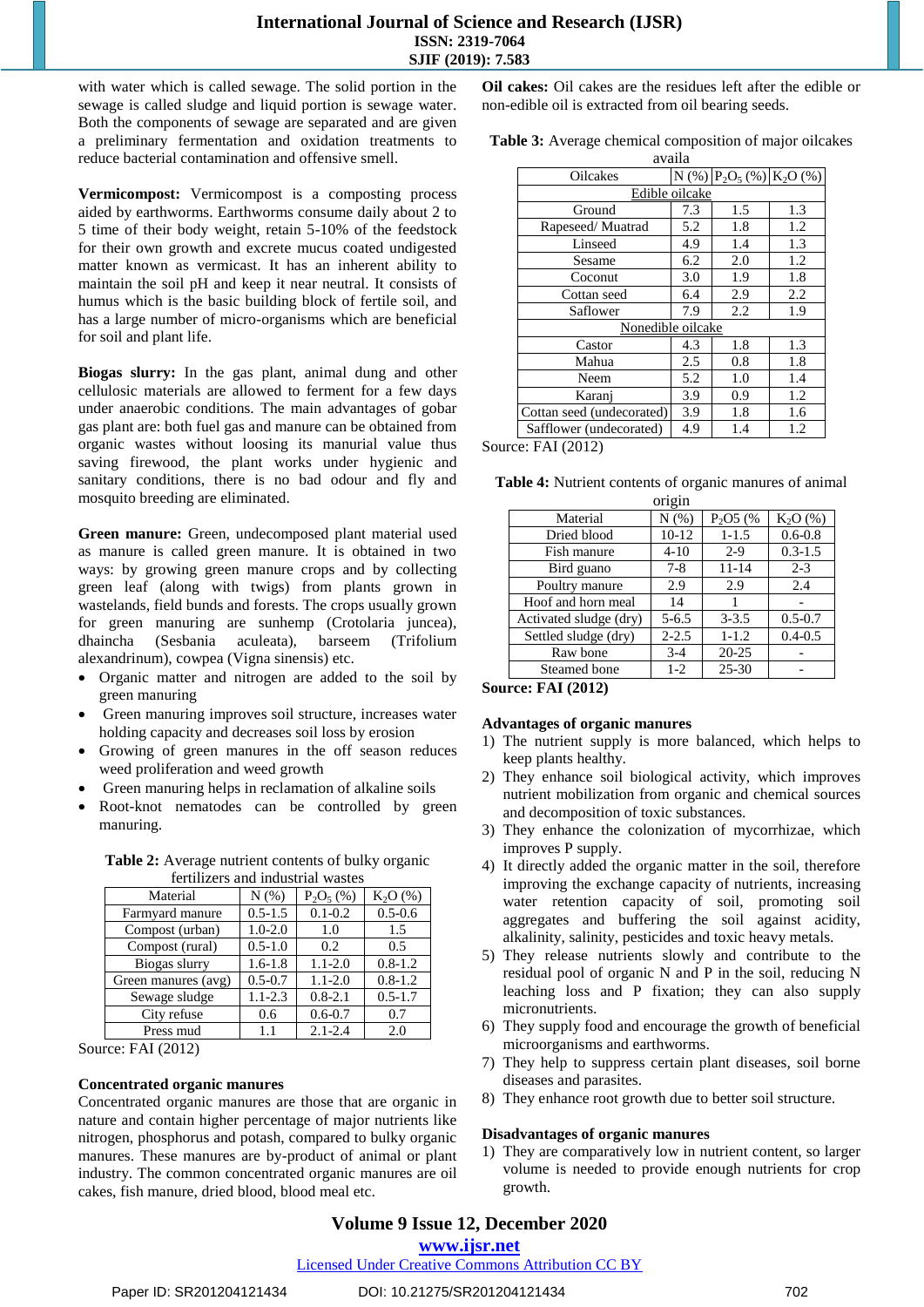with water which is called sewage. The solid portion in the sewage is called sludge and liquid portion is sewage water. Both the components of sewage are separated and are given a preliminary fermentation and oxidation treatments to reduce bacterial contamination and offensive smell.

**Vermicompost:** Vermicompost is a composting process aided by earthworms. Earthworms consume daily about 2 to 5 time of their body weight, retain 5-10% of the feedstock for their own growth and excrete mucus coated undigested matter known as vermicast. It has an inherent ability to maintain the soil pH and keep it near neutral. It consists of humus which is the basic building block of fertile soil, and has a large number of micro-organisms which are beneficial for soil and plant life.

**Biogas slurry:** In the gas plant, animal dung and other cellulosic materials are allowed to ferment for a few days under anaerobic conditions. The main advantages of gobar gas plant are: both fuel gas and manure can be obtained from organic wastes without loosing its manurial value thus saving firewood, the plant works under hygienic and sanitary conditions, there is no bad odour and fly and mosquito breeding are eliminated.

**Green manure:** Green, undecomposed plant material used as manure is called green manure. It is obtained in two ways: by growing green manure crops and by collecting green leaf (along with twigs) from plants grown in wastelands, field bunds and forests. The crops usually grown for green manuring are sunhemp (Crotolaria juncea), dhaincha (Sesbania aculeata), barseem (Trifolium alexandrinum), cowpea (Vigna sinensis) etc.

- Organic matter and nitrogen are added to the soil by green manuring
- Green manuring improves soil structure, increases water holding capacity and decreases soil loss by erosion
- Growing of green manures in the off season reduces weed proliferation and weed growth
- Green manuring helps in reclamation of alkaline soils
- Root-knot nematodes can be controlled by green manuring.

**Table 2:** Average nutrient contents of bulky organic fertilizers and industrial wastes

| Material | N (%) | $P_2O_5$ (%) | $K_2O$ (%) |
|---|---|---|---|
| Farmyard manure | 0.5-1.5 | 0.1-0.2 | 0.5-0.6 |
| Compost (urban) | 1.0-2.0 | 1.0 | 1.5 |
| Compost (rural) | 0.5-1.0 | 0.2 | 0.5 |
| Biogas slurry | 1.6-1.8 | 1.1-2.0 | 0.8-1.2 |
| Green manures (avg) | 0.5-0.7 | 1.1-2.0 | 0.8-1.2 |
| Sewage sludge | 1.1-2.3 | 0.8-2.1 | 0.5-1.7 |
| City refuse | 0.6 | 0.6-0.7 | 0.7 |
| Press mud | 1.1 | 2.1-2.4 | 2.0 |

Source: FAI (2012)

**Concentrated organic manures**

Concentrated organic manures are those that are organic in nature and contain higher percentage of major nutrients like nitrogen, phosphorus and potash, compared to bulky organic manures. These manures are by-product of animal or plant industry. The common concentrated organic manures are oil cakes, fish manure, dried blood, blood meal etc.

**Oil cakes:** Oil cakes are the residues left after the edible or non-edible oil is extracted from oil bearing seeds.

**Table 3:** Average chemical composition of major oilcakes availa

| Oilcakes | N (%) | $P_2O_5$ (%) | $K_2O$ (%) |
|---|---|---|---|
| Edible oilcake | | | |
| Ground | 7.3 | 1.5 | 1.3 |
| Rapeseed/ Muatrad | 5.2 | 1.8 | 1.2 |
| Linseed | 4.9 | 1.4 | 1.3 |
| Sesame | 6.2 | 2.0 | 1.2 |
| Coconut | 3.0 | 1.9 | 1.8 |
| Cottan seed | 6.4 | 2.9 | 2.2 |
| Saflower | 7.9 | 2.2 | 1.9 |
| Nonedible oilcake | | | |
| Castor | 4.3 | 1.8 | 1.3 |
| Mahua | 2.5 | 0.8 | 1.8 |
| Neem | 5.2 | 1.0 | 1.4 |
| Karanj | 3.9 | 0.9 | 1.2 |
| Cottan seed (undecorated) | 3.9 | 1.8 | 1.6 |
| Safflower (undecorated) | 4.9 | 1.4 | 1.2 |

Source: FAI (2012)

**Table 4:** Nutrient contents of organic manures of animal origin

| Material | N (%) | P2O5 (% | $K_2O$ (%) |
|---|---|---|---|
| Dried blood | 10-12 | 1-1.5 | 0.6-0.8 |
| Fish manure | 4-10 | 2-9 | 0.3-1.5 |
| Bird guano | 7-8 | 11-14 | 2-3 |
| Poultry manure | 2.9 | 2.9 | 2.4 |
| Hoof and horn meal | 14 | 1 | - |
| Activated sludge (dry) | 5-6.5 | 3-3.5 | 0.5-0.7 |
| Settled sludge (dry) | 2-2.5 | 1-1.2 | 0.4-0.5 |
| Raw bone | 3-4 | 20-25 | - |
| Steamed bone | 1-2 | 25-30 | - |

**Source: FAI (2012)**

**Advantages of organic manures**

1) The nutrient supply is more balanced, which helps to keep plants healthy.
2) They enhance soil biological activity, which improves nutrient mobilization from organic and chemical sources and decomposition of toxic substances.
3) They enhance the colonization of mycorrhizae, which improves P supply.
4) It directly added the organic matter in the soil, therefore improving the exchange capacity of nutrients, increasing water retention capacity of soil, promoting soil aggregates and buffering the soil against acidity, alkalinity, salinity, pesticides and toxic heavy metals.
5) They release nutrients slowly and contribute to the residual pool of organic N and P in the soil, reducing N leaching loss and P fixation; they can also supply micronutrients.
6) They supply food and encourage the growth of beneficial microorganisms and earthworms.
7) They help to suppress certain plant diseases, soil borne diseases and parasites.
8) They enhance root growth due to better soil structure.

**Disadvantages of organic manures**

1) They are comparatively low in nutrient content, so larger volume is needed to provide enough nutrients for crop growth.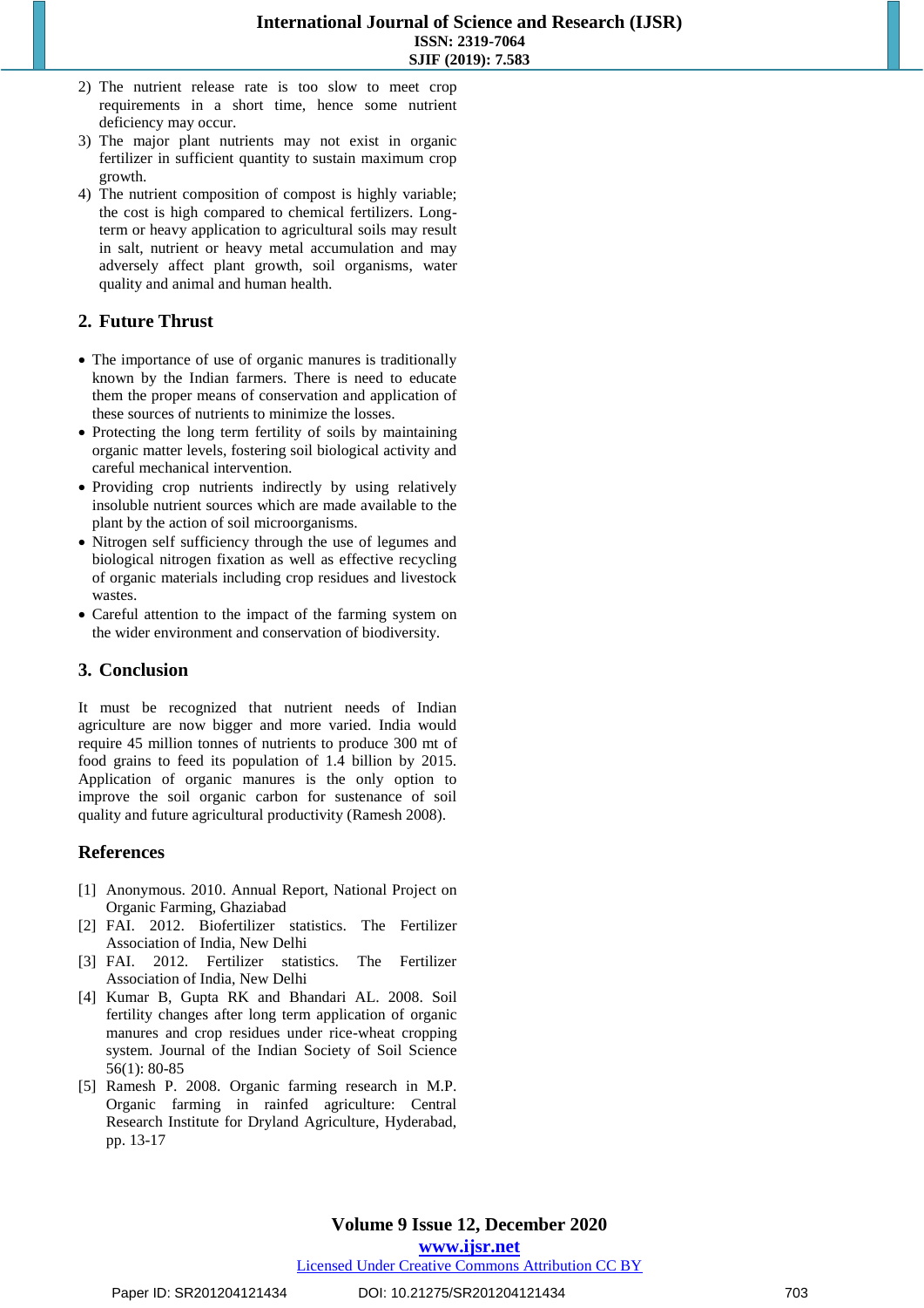2) The nutrient release rate is too slow to meet crop requirements in a short time, hence some nutrient deficiency may occur.
3) The major plant nutrients may not exist in organic fertilizer in sufficient quantity to sustain maximum crop growth.
4) The nutrient composition of compost is highly variable; the cost is high compared to chemical fertilizers. Long-term or heavy application to agricultural soils may result in salt, nutrient or heavy metal accumulation and may adversely affect plant growth, soil organisms, water quality and animal and human health.

## 2. Future Thrust

- The importance of use of organic manures is traditionally known by the Indian farmers. There is need to educate them the proper means of conservation and application of these sources of nutrients to minimize the losses.
- Protecting the long term fertility of soils by maintaining organic matter levels, fostering soil biological activity and careful mechanical intervention.
- Providing crop nutrients indirectly by using relatively insoluble nutrient sources which are made available to the plant by the action of soil microorganisms.
- Nitrogen self sufficiency through the use of legumes and biological nitrogen fixation as well as effective recycling of organic materials including crop residues and livestock wastes.
- Careful attention to the impact of the farming system on the wider environment and conservation of biodiversity.

## 3. Conclusion

It must be recognized that nutrient needs of Indian agriculture are now bigger and more varied. India would require 45 million tonnes of nutrients to produce 300 mt of food grains to feed its population of 1.4 billion by 2015. Application of organic manures is the only option to improve the soil organic carbon for sustenance of soil quality and future agricultural productivity (Ramesh 2008).

## References

[1] Anonymous. 2010. Annual Report, National Project on Organic Farming, Ghaziabad

[2] FAI. 2012. Biofertilizer statistics. The Fertilizer Association of India, New Delhi

[3] FAI. 2012. Fertilizer statistics. The Fertilizer Association of India, New Delhi

[4] Kumar B, Gupta RK and Bhandari AL. 2008. Soil fertility changes after long term application of organic manures and crop residues under rice-wheat cropping system. Journal of the Indian Society of Soil Science 56(1): 80-85

[5] Ramesh P. 2008. Organic farming research in M.P. Organic farming in rainfed agriculture: Central Research Institute for Dryland Agriculture, Hyderabad, pp. 13-17